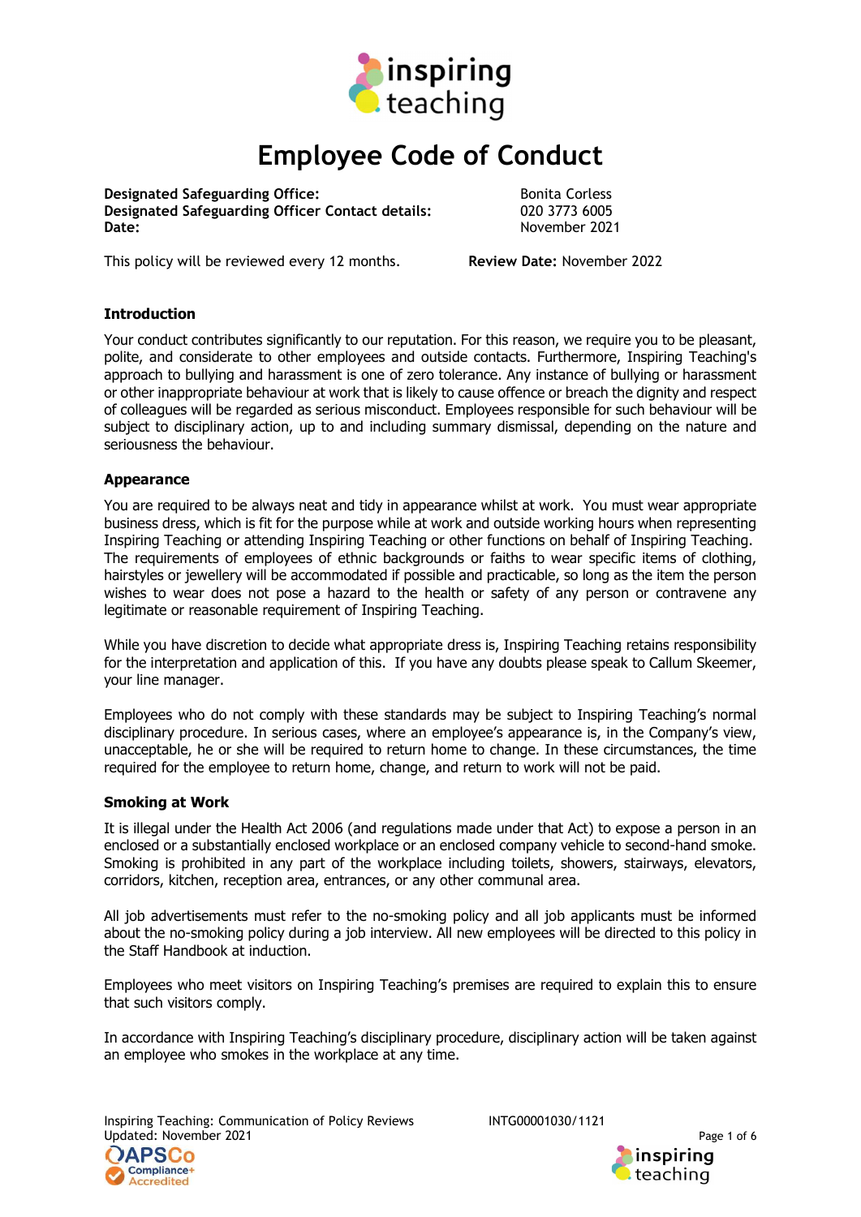# Employee Code of Conduct

**Designated Safeguarding Office:** Bonita Corless
**Designated Safeguarding Officer Contact details:** 020 3773 6005
**Date:** November 2021

This policy will be reviewed every 12 months. **Review Date:** November 2022

### Introduction

Your conduct contributes significantly to our reputation. For this reason, we require you to be pleasant, polite, and considerate to other employees and outside contacts. Furthermore, Inspiring Teaching's approach to bullying and harassment is one of zero tolerance. Any instance of bullying or harassment or other inappropriate behaviour at work that is likely to cause offence or breach the dignity and respect of colleagues will be regarded as serious misconduct. Employees responsible for such behaviour will be subject to disciplinary action, up to and including summary dismissal, depending on the nature and seriousness the behaviour.

### Appearance

You are required to be always neat and tidy in appearance whilst at work. You must wear appropriate business dress, which is fit for the purpose while at work and outside working hours when representing Inspiring Teaching or attending Inspiring Teaching or other functions on behalf of Inspiring Teaching. The requirements of employees of ethnic backgrounds or faiths to wear specific items of clothing, hairstyles or jewellery will be accommodated if possible and practicable, so long as the item the person wishes to wear does not pose a hazard to the health or safety of any person or contravene any legitimate or reasonable requirement of Inspiring Teaching.

While you have discretion to decide what appropriate dress is, Inspiring Teaching retains responsibility for the interpretation and application of this. If you have any doubts please speak to Callum Skeemer, your line manager.

Employees who do not comply with these standards may be subject to Inspiring Teaching's normal disciplinary procedure. In serious cases, where an employee's appearance is, in the Company's view, unacceptable, he or she will be required to return home to change. In these circumstances, the time required for the employee to return home, change, and return to work will not be paid.

### Smoking at Work

It is illegal under the Health Act 2006 (and regulations made under that Act) to expose a person in an enclosed or a substantially enclosed workplace or an enclosed company vehicle to second-hand smoke. Smoking is prohibited in any part of the workplace including toilets, showers, stairways, elevators, corridors, kitchen, reception area, entrances, or any other communal area.

All job advertisements must refer to the no-smoking policy and all job applicants must be informed about the no-smoking policy during a job interview. All new employees will be directed to this policy in the Staff Handbook at induction.

Employees who meet visitors on Inspiring Teaching's premises are required to explain this to ensure that such visitors comply.

In accordance with Inspiring Teaching's disciplinary procedure, disciplinary action will be taken against an employee who smokes in the workplace at any time.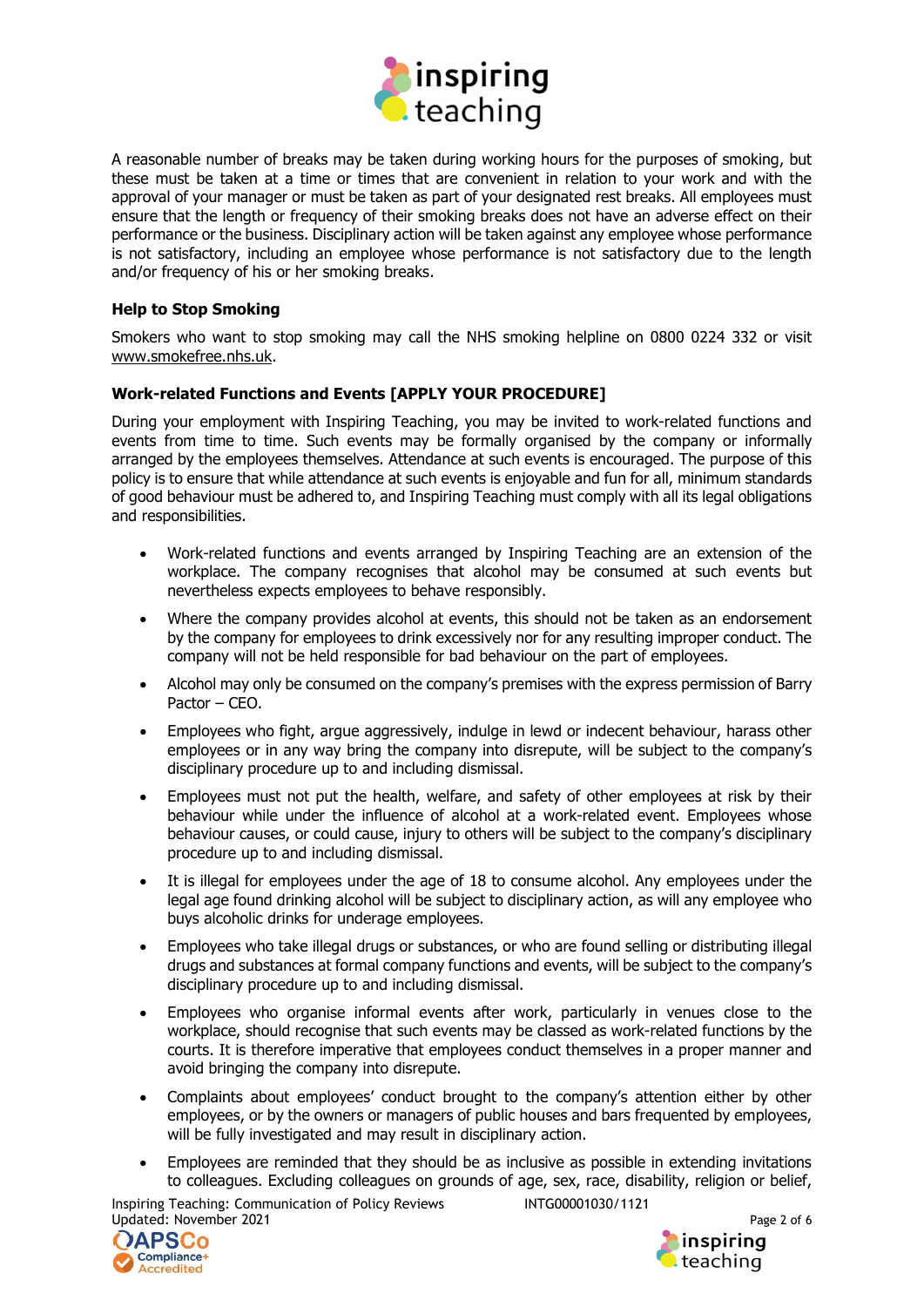A reasonable number of breaks may be taken during working hours for the purposes of smoking, but these must be taken at a time or times that are convenient in relation to your work and with the approval of your manager or must be taken as part of your designated rest breaks. All employees must ensure that the length or frequency of their smoking breaks does not have an adverse effect on their performance or the business. Disciplinary action will be taken against any employee whose performance is not satisfactory, including an employee whose performance is not satisfactory due to the length and/or frequency of his or her smoking breaks.

**Help to Stop Smoking**

Smokers who want to stop smoking may call the NHS smoking helpline on 0800 0224 332 or visit www.smokefree.nhs.uk.

**Work-related Functions and Events [APPLY YOUR PROCEDURE]**

During your employment with Inspiring Teaching, you may be invited to work-related functions and events from time to time. Such events may be formally organised by the company or informally arranged by the employees themselves. Attendance at such events is encouraged. The purpose of this policy is to ensure that while attendance at such events is enjoyable and fun for all, minimum standards of good behaviour must be adhered to, and Inspiring Teaching must comply with all its legal obligations and responsibilities.

- Work-related functions and events arranged by Inspiring Teaching are an extension of the workplace. The company recognises that alcohol may be consumed at such events but nevertheless expects employees to behave responsibly.
- Where the company provides alcohol at events, this should not be taken as an endorsement by the company for employees to drink excessively nor for any resulting improper conduct. The company will not be held responsible for bad behaviour on the part of employees.
- Alcohol may only be consumed on the company's premises with the express permission of Barry Pactor – CEO.
- Employees who fight, argue aggressively, indulge in lewd or indecent behaviour, harass other employees or in any way bring the company into disrepute, will be subject to the company's disciplinary procedure up to and including dismissal.
- Employees must not put the health, welfare, and safety of other employees at risk by their behaviour while under the influence of alcohol at a work-related event. Employees whose behaviour causes, or could cause, injury to others will be subject to the company's disciplinary procedure up to and including dismissal.
- It is illegal for employees under the age of 18 to consume alcohol. Any employees under the legal age found drinking alcohol will be subject to disciplinary action, as will any employee who buys alcoholic drinks for underage employees.
- Employees who take illegal drugs or substances, or who are found selling or distributing illegal drugs and substances at formal company functions and events, will be subject to the company's disciplinary procedure up to and including dismissal.
- Employees who organise informal events after work, particularly in venues close to the workplace, should recognise that such events may be classed as work-related functions by the courts. It is therefore imperative that employees conduct themselves in a proper manner and avoid bringing the company into disrepute.
- Complaints about employees' conduct brought to the company's attention either by other employees, or by the owners or managers of public houses and bars frequented by employees, will be fully investigated and may result in disciplinary action.
- Employees are reminded that they should be as inclusive as possible in extending invitations to colleagues. Excluding colleagues on grounds of age, sex, race, disability, religion or belief,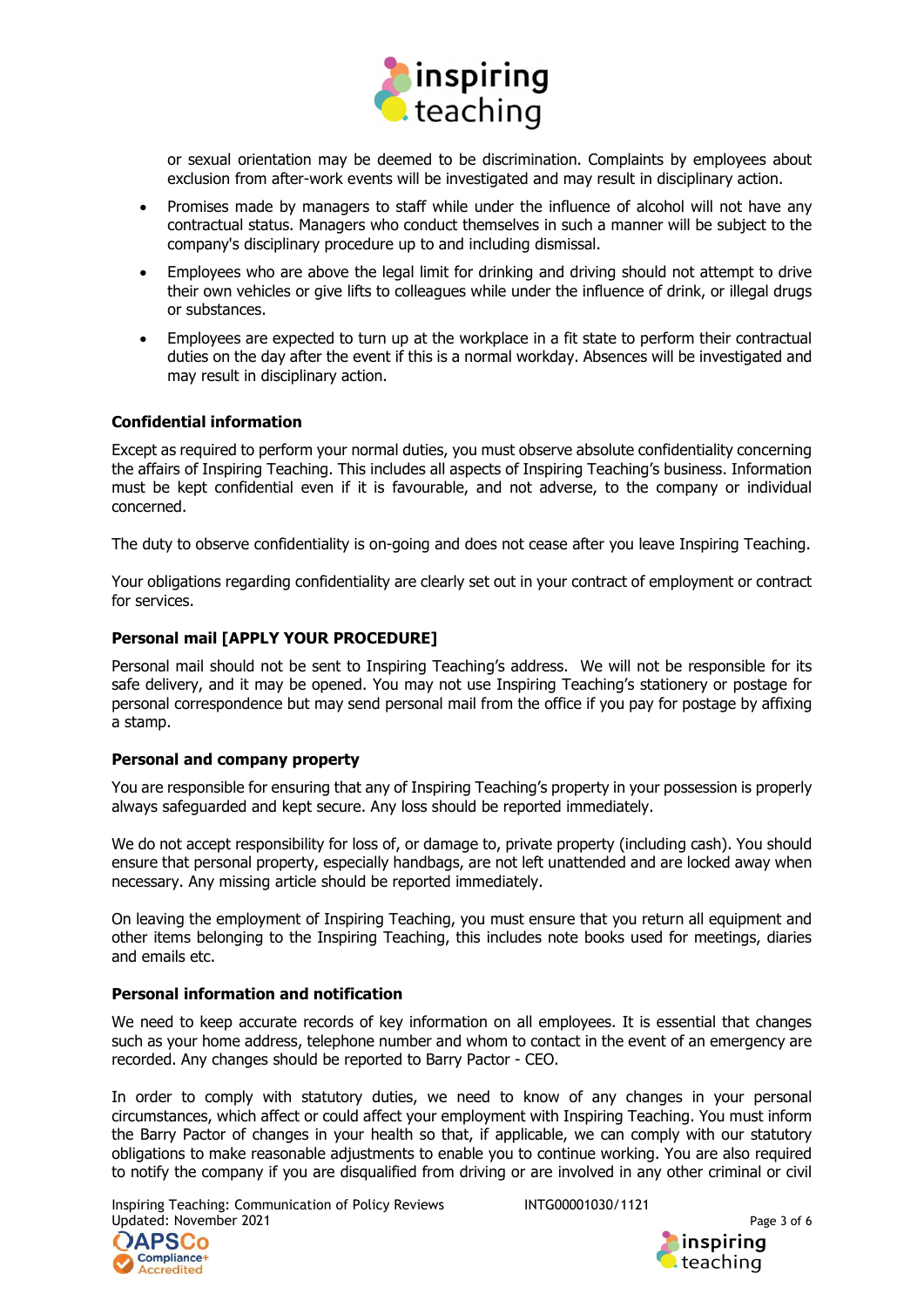or sexual orientation may be deemed to be discrimination. Complaints by employees about exclusion from after-work events will be investigated and may result in disciplinary action.

- Promises made by managers to staff while under the influence of alcohol will not have any contractual status. Managers who conduct themselves in such a manner will be subject to the company's disciplinary procedure up to and including dismissal.
- Employees who are above the legal limit for drinking and driving should not attempt to drive their own vehicles or give lifts to colleagues while under the influence of drink, or illegal drugs or substances.
- Employees are expected to turn up at the workplace in a fit state to perform their contractual duties on the day after the event if this is a normal workday. Absences will be investigated and may result in disciplinary action.

**Confidential information**

Except as required to perform your normal duties, you must observe absolute confidentiality concerning the affairs of Inspiring Teaching. This includes all aspects of Inspiring Teaching's business. Information must be kept confidential even if it is favourable, and not adverse, to the company or individual concerned.

The duty to observe confidentiality is on-going and does not cease after you leave Inspiring Teaching.

Your obligations regarding confidentiality are clearly set out in your contract of employment or contract for services.

**Personal mail [APPLY YOUR PROCEDURE]**

Personal mail should not be sent to Inspiring Teaching's address. We will not be responsible for its safe delivery, and it may be opened. You may not use Inspiring Teaching's stationery or postage for personal correspondence but may send personal mail from the office if you pay for postage by affixing a stamp.

**Personal and company property**

You are responsible for ensuring that any of Inspiring Teaching's property in your possession is properly always safeguarded and kept secure. Any loss should be reported immediately.

We do not accept responsibility for loss of, or damage to, private property (including cash). You should ensure that personal property, especially handbags, are not left unattended and are locked away when necessary. Any missing article should be reported immediately.

On leaving the employment of Inspiring Teaching, you must ensure that you return all equipment and other items belonging to the Inspiring Teaching, this includes note books used for meetings, diaries and emails etc.

**Personal information and notification**

We need to keep accurate records of key information on all employees. It is essential that changes such as your home address, telephone number and whom to contact in the event of an emergency are recorded. Any changes should be reported to Barry Pactor - CEO.

In order to comply with statutory duties, we need to know of any changes in your personal circumstances, which affect or could affect your employment with Inspiring Teaching. You must inform the Barry Pactor of changes in your health so that, if applicable, we can comply with our statutory obligations to make reasonable adjustments to enable you to continue working. You are also required to notify the company if you are disqualified from driving or are involved in any other criminal or civil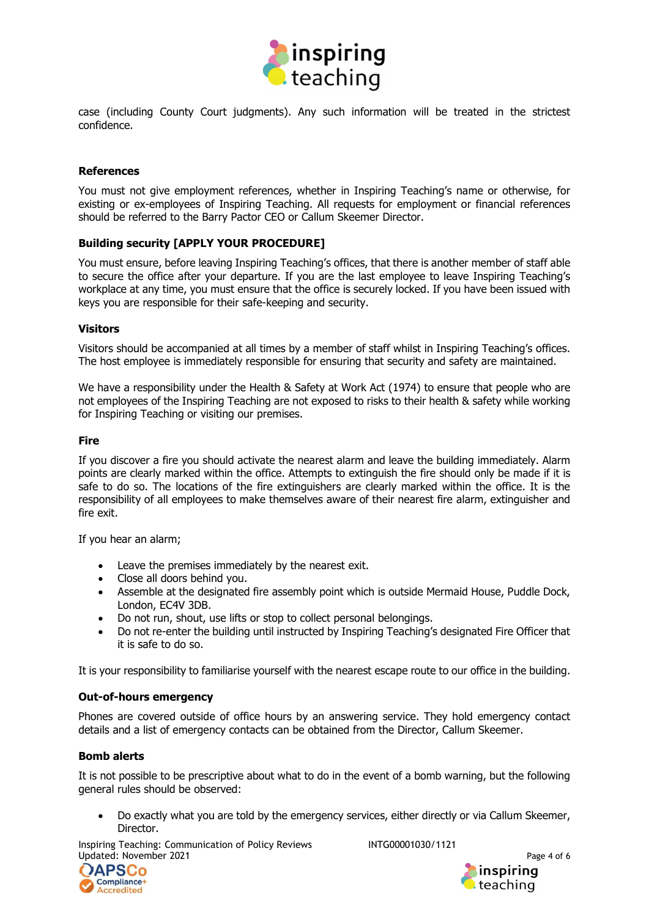case (including County Court judgments). Any such information will be treated in the strictest confidence.

### References

You must not give employment references, whether in Inspiring Teaching's name or otherwise, for existing or ex-employees of Inspiring Teaching. All requests for employment or financial references should be referred to the Barry Pactor CEO or Callum Skeemer Director.

### Building security [APPLY YOUR PROCEDURE]

You must ensure, before leaving Inspiring Teaching's offices, that there is another member of staff able to secure the office after your departure. If you are the last employee to leave Inspiring Teaching's workplace at any time, you must ensure that the office is securely locked. If you have been issued with keys you are responsible for their safe-keeping and security.

### Visitors

Visitors should be accompanied at all times by a member of staff whilst in Inspiring Teaching's offices. The host employee is immediately responsible for ensuring that security and safety are maintained.

We have a responsibility under the Health & Safety at Work Act (1974) to ensure that people who are not employees of the Inspiring Teaching are not exposed to risks to their health & safety while working for Inspiring Teaching or visiting our premises.

### Fire

If you discover a fire you should activate the nearest alarm and leave the building immediately. Alarm points are clearly marked within the office. Attempts to extinguish the fire should only be made if it is safe to do so. The locations of the fire extinguishers are clearly marked within the office. It is the responsibility of all employees to make themselves aware of their nearest fire alarm, extinguisher and fire exit.

If you hear an alarm;

- Leave the premises immediately by the nearest exit.
- Close all doors behind you.
- Assemble at the designated fire assembly point which is outside Mermaid House, Puddle Dock, London, EC4V 3DB.
- Do not run, shout, use lifts or stop to collect personal belongings.
- Do not re-enter the building until instructed by Inspiring Teaching's designated Fire Officer that it is safe to do so.

It is your responsibility to familiarise yourself with the nearest escape route to our office in the building.

### Out-of-hours emergency

Phones are covered outside of office hours by an answering service. They hold emergency contact details and a list of emergency contacts can be obtained from the Director, Callum Skeemer.

### Bomb alerts

It is not possible to be prescriptive about what to do in the event of a bomb warning, but the following general rules should be observed:

- Do exactly what you are told by the emergency services, either directly or via Callum Skeemer, Director.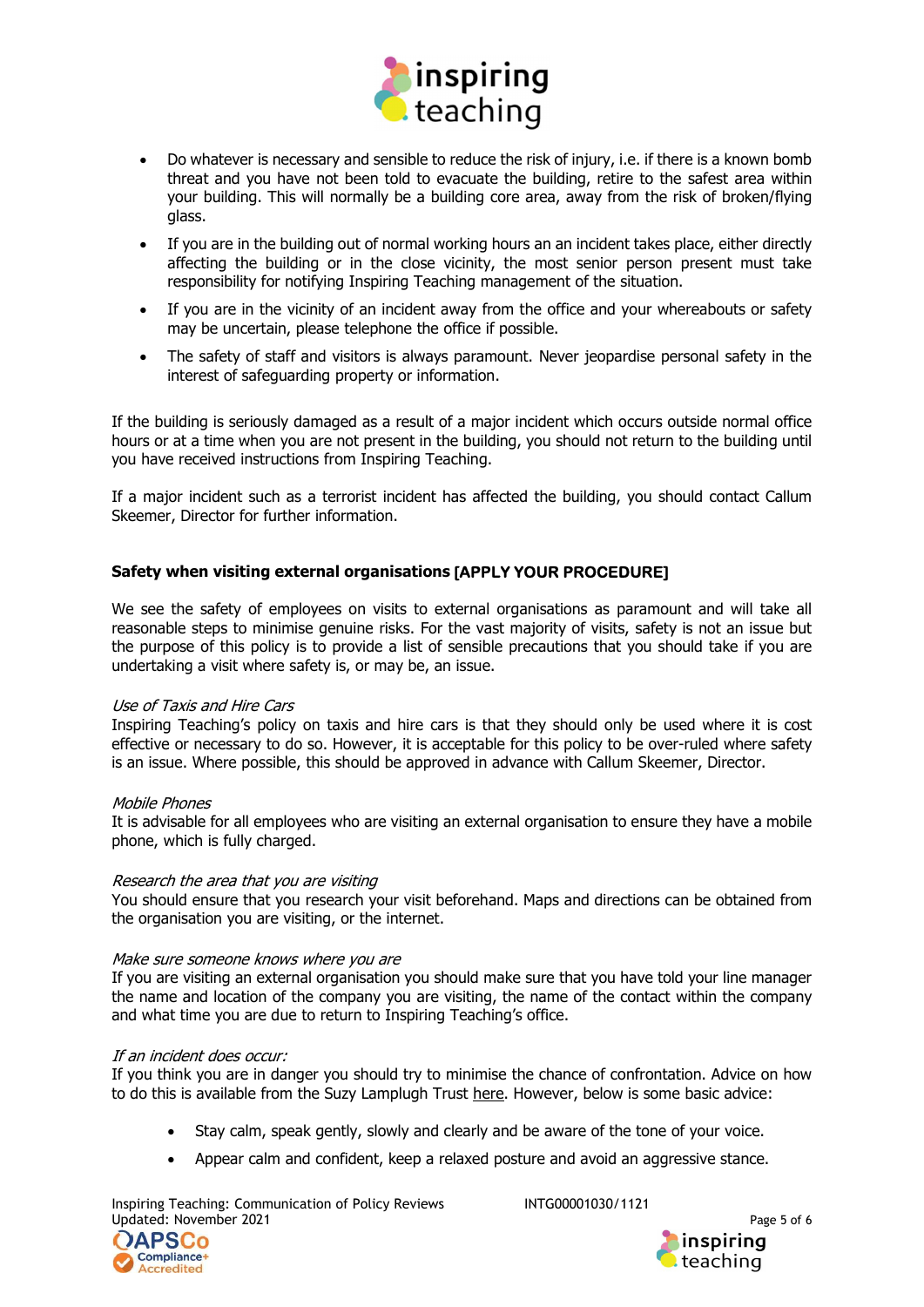- Do whatever is necessary and sensible to reduce the risk of injury, i.e. if there is a known bomb threat and you have not been told to evacuate the building, retire to the safest area within your building. This will normally be a building core area, away from the risk of broken/flying glass.
- If you are in the building out of normal working hours an an incident takes place, either directly affecting the building or in the close vicinity, the most senior person present must take responsibility for notifying Inspiring Teaching management of the situation.
- If you are in the vicinity of an incident away from the office and your whereabouts or safety may be uncertain, please telephone the office if possible.
- The safety of staff and visitors is always paramount. Never jeopardise personal safety in the interest of safeguarding property or information.

If the building is seriously damaged as a result of a major incident which occurs outside normal office hours or at a time when you are not present in the building, you should not return to the building until you have received instructions from Inspiring Teaching.

If a major incident such as a terrorist incident has affected the building, you should contact Callum Skeemer, Director for further information.

## Safety when visiting external organisations [APPLY YOUR PROCEDURE]

We see the safety of employees on visits to external organisations as paramount and will take all reasonable steps to minimise genuine risks. For the vast majority of visits, safety is not an issue but the purpose of this policy is to provide a list of sensible precautions that you should take if you are undertaking a visit where safety is, or may be, an issue.

*Use of Taxis and Hire Cars*
Inspiring Teaching's policy on taxis and hire cars is that they should only be used where it is cost effective or necessary to do so. However, it is acceptable for this policy to be over-ruled where safety is an issue. Where possible, this should be approved in advance with Callum Skeemer, Director.

*Mobile Phones*
It is advisable for all employees who are visiting an external organisation to ensure they have a mobile phone, which is fully charged.

*Research the area that you are visiting*
You should ensure that you research your visit beforehand. Maps and directions can be obtained from the organisation you are visiting, or the internet.

*Make sure someone knows where you are*
If you are visiting an external organisation you should make sure that you have told your line manager the name and location of the company you are visiting, the name of the contact within the company and what time you are due to return to Inspiring Teaching's office.

*If an incident does occur:*
If you think you are in danger you should try to minimise the chance of confrontation. Advice on how to do this is available from the Suzy Lamplugh Trust here. However, below is some basic advice:

- Stay calm, speak gently, slowly and clearly and be aware of the tone of your voice.
- Appear calm and confident, keep a relaxed posture and avoid an aggressive stance.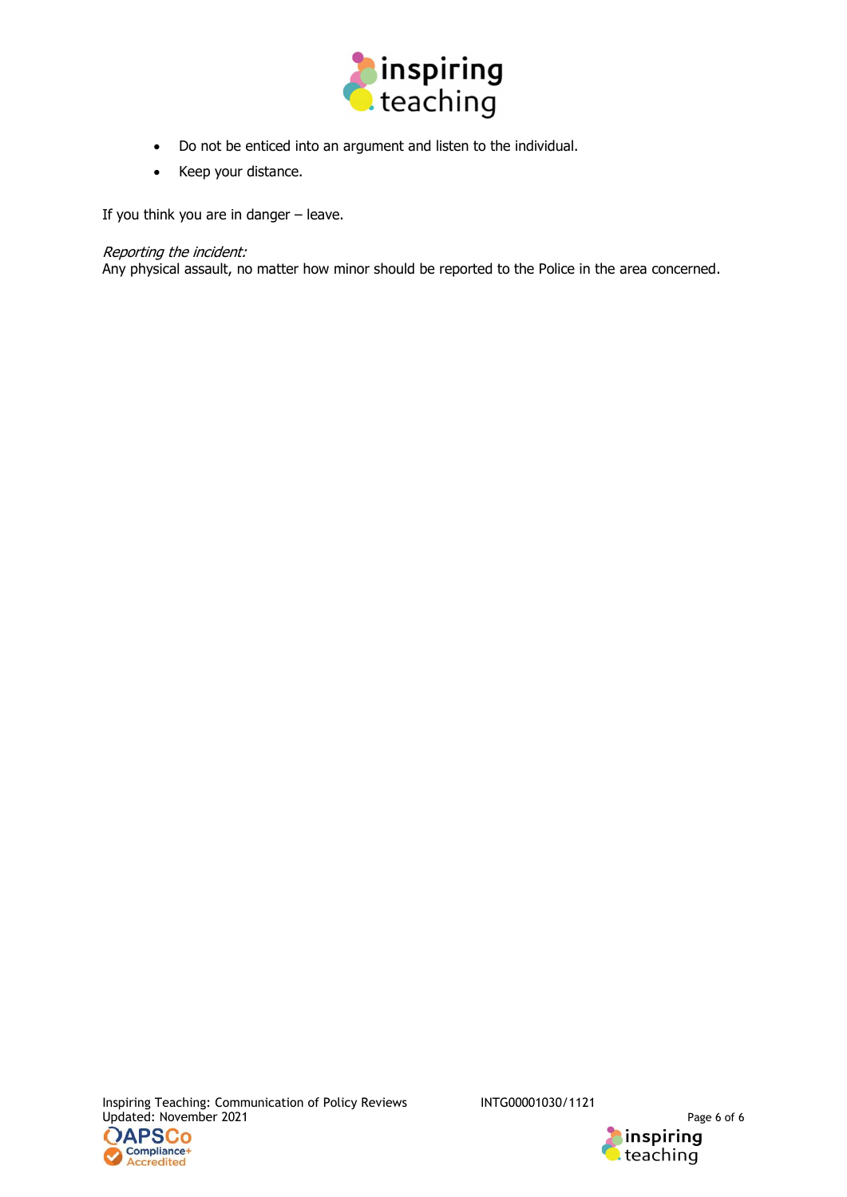- Do not be enticed into an argument and listen to the individual.
- Keep your distance.

If you think you are in danger – leave.

*Reporting the incident:*
Any physical assault, no matter how minor should be reported to the Police in the area concerned.